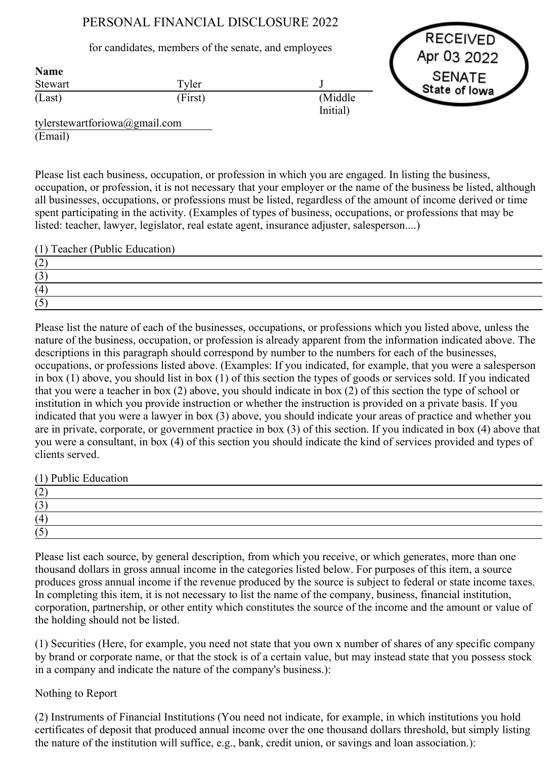# PERSONAL FINANCIAL DISCLOSURE 2022

for candidates, members of the senate, and employees

RECEIVED
Apr 03 2022
SENATE
State of Iowa

**Name**

| Stewart | Tyler | J |
|---|---|---|
| (Last) | (First) | (Middle Initial) |

tylerstewartforiowa@gmail.com
(Email)

Please list each business, occupation, or profession in which you are engaged. In listing the business, occupation, or profession, it is not necessary that your employer or the name of the business be listed, although all businesses, occupations, or professions must be listed, regardless of the amount of income derived or time spent participating in the activity. (Examples of types of business, occupations, or professions that may be listed: teacher, lawyer, legislator, real estate agent, insurance adjuster, salesperson....)

(1) Teacher (Public Education)
(2)
(3)
(4)
(5)

Please list the nature of each of the businesses, occupations, or professions which you listed above, unless the nature of the business, occupation, or profession is already apparent from the information indicated above. The descriptions in this paragraph should correspond by number to the numbers for each of the businesses, occupations, or professions listed above. (Examples: If you indicated, for example, that you were a salesperson in box (1) above, you should list in box (1) of this section the types of goods or services sold. If you indicated that you were a teacher in box (2) above, you should indicate in box (2) of this section the type of school or institution in which you provide instruction or whether the instruction is provided on a private basis. If you indicated that you were a lawyer in box (3) above, you should indicate your areas of practice and whether you are in private, corporate, or government practice in box (3) of this section. If you indicated in box (4) above that you were a consultant, in box (4) of this section you should indicate the kind of services provided and types of clients served.

(1) Public Education
(2)
(3)
(4)
(5)

Please list each source, by general description, from which you receive, or which generates, more than one thousand dollars in gross annual income in the categories listed below. For purposes of this item, a source produces gross annual income if the revenue produced by the source is subject to federal or state income taxes. In completing this item, it is not necessary to list the name of the company, business, financial institution, corporation, partnership, or other entity which constitutes the source of the income and the amount or value of the holding should not be listed.

(1) Securities (Here, for example, you need not state that you own x number of shares of any specific company by brand or corporate name, or that the stock is of a certain value, but may instead state that you possess stock in a company and indicate the nature of the company's business.):

Nothing to Report

(2) Instruments of Financial Institutions (You need not indicate, for example, in which institutions you hold certificates of deposit that produced annual income over the one thousand dollars threshold, but simply listing the nature of the institution will suffice, e.g., bank, credit union, or savings and loan association.):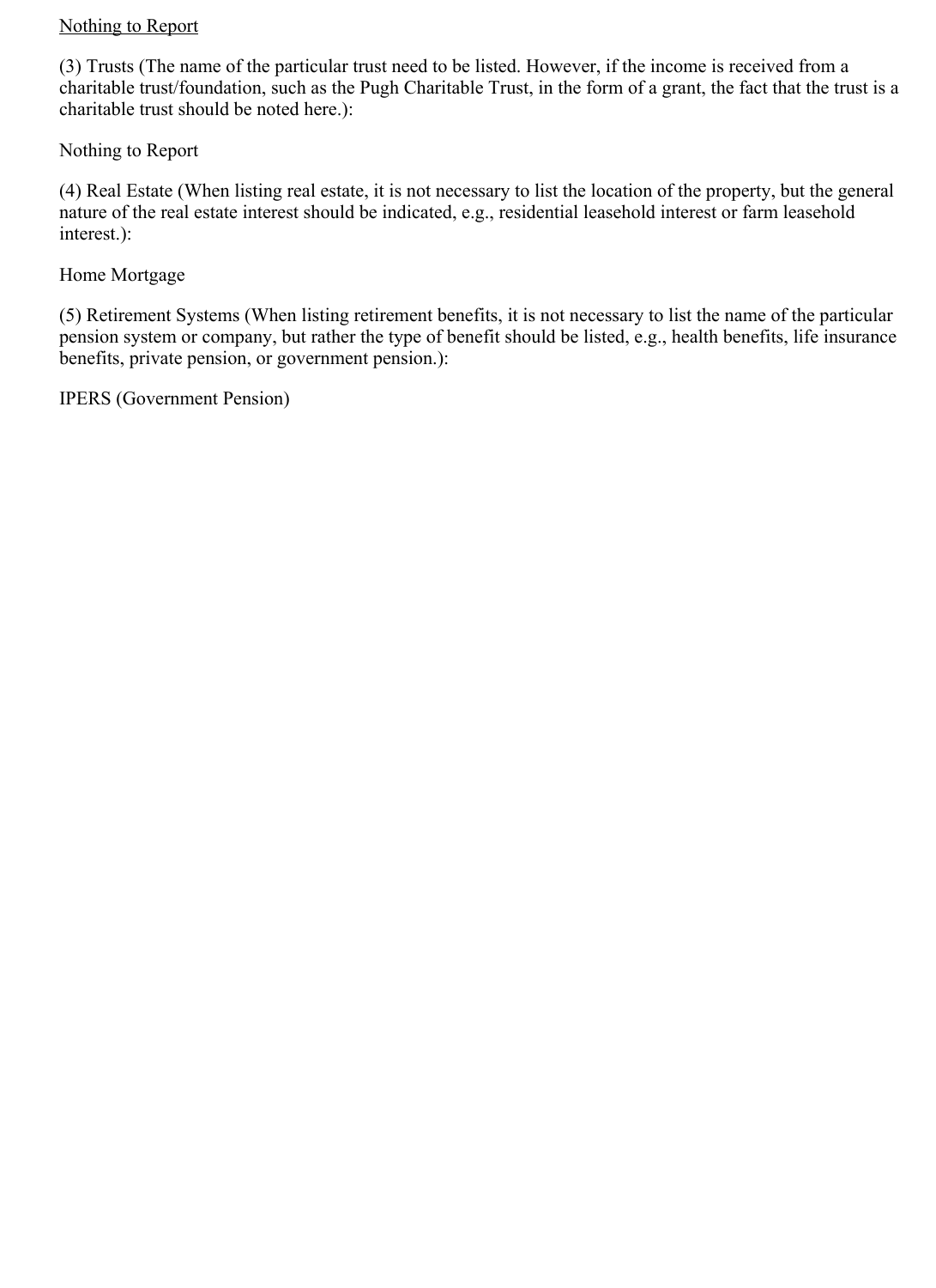<u>Nothing to Report</u>

(3) Trusts (The name of the particular trust need to be listed. However, if the income is received from a charitable trust/foundation, such as the Pugh Charitable Trust, in the form of a grant, the fact that the trust is a charitable trust should be noted here.):

Nothing to Report

(4) Real Estate (When listing real estate, it is not necessary to list the location of the property, but the general nature of the real estate interest should be indicated, e.g., residential leasehold interest or farm leasehold interest.):

Home Mortgage

(5) Retirement Systems (When listing retirement benefits, it is not necessary to list the name of the particular pension system or company, but rather the type of benefit should be listed, e.g., health benefits, life insurance benefits, private pension, or government pension.):

IPERS (Government Pension)